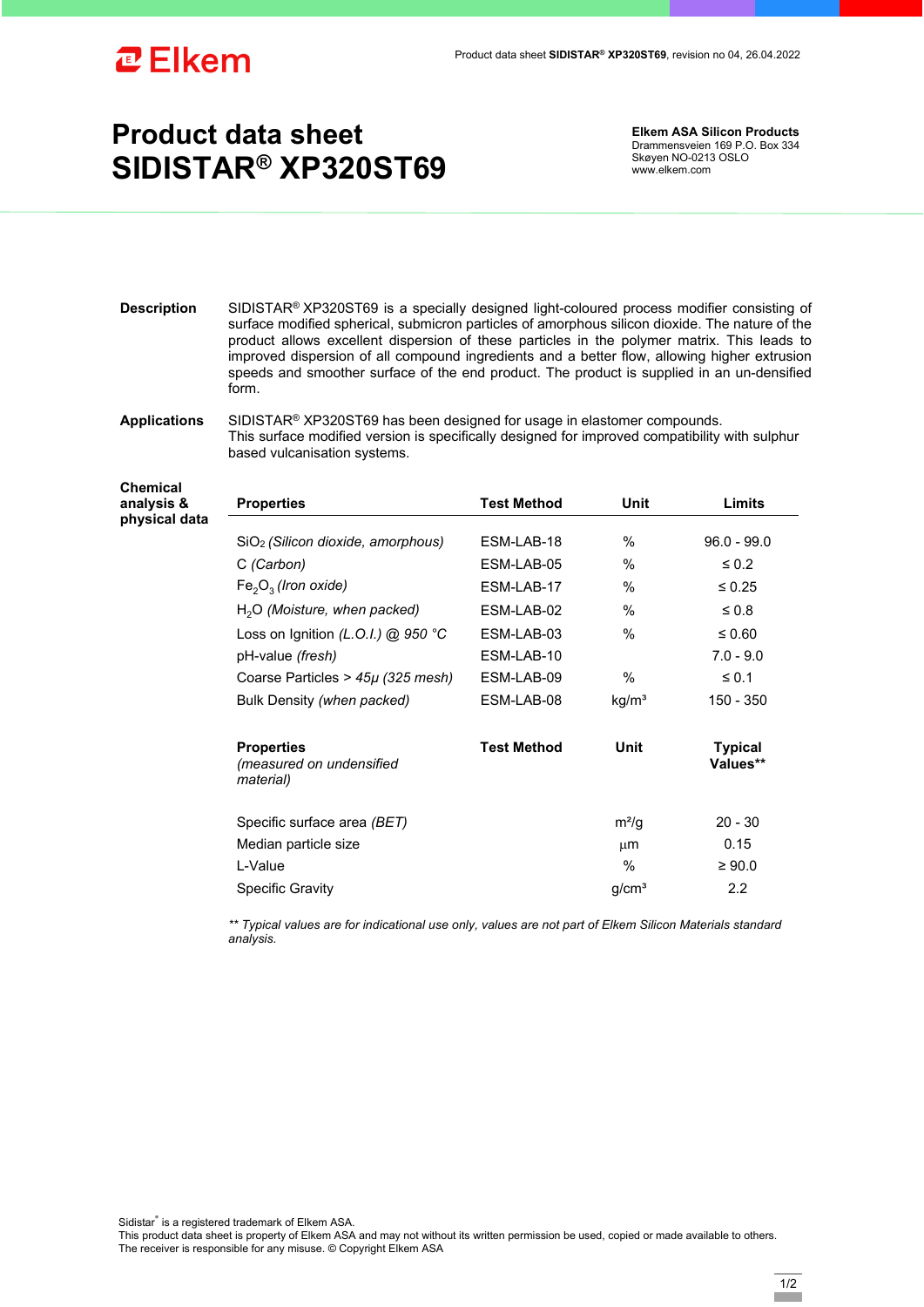# Product data sheet SIDISTAR® XP320ST69

**Elkem ASA Silicon Products**
Drammensveien 169 P.O. Box 334
Skøyen NO-0213 OSLO
www.elkem.com

**Description**

SIDISTAR® XP320ST69 is a specially designed light-coloured process modifier consisting of surface modified spherical, submicron particles of amorphous silicon dioxide. The nature of the product allows excellent dispersion of these particles in the polymer matrix. This leads to improved dispersion of all compound ingredients and a better flow, allowing higher extrusion speeds and smoother surface of the end product. The product is supplied in an un-densified form.

**Applications**

SIDISTAR® XP320ST69 has been designed for usage in elastomer compounds.
This surface modified version is specifically designed for improved compatibility with sulphur based vulcanisation systems.

**Chemical analysis & physical data**

| Properties | Test Method | Unit | Limits |
|---|---|---|---|
| $SiO_2$ *(Silicon dioxide, amorphous)* | ESM-LAB-18 | % | 96.0 - 99.0 |
| C *(Carbon)* | ESM-LAB-05 | % | ≤ 0.2 |
| $Fe_2O_3$ *(Iron oxide)* | ESM-LAB-17 | % | ≤ 0.25 |
| $H_2O$ *(Moisture, when packed)* | ESM-LAB-02 | % | ≤ 0.8 |
| Loss on Ignition *(L.O.I.) @ 950 °C* | ESM-LAB-03 | % | ≤ 0.60 |
| pH-value *(fresh)* | ESM-LAB-10 | | 7.0 - 9.0 |
| Coarse Particles > *45µ (325 mesh)* | ESM-LAB-09 | % | ≤ 0.1 |
| Bulk Density *(when packed)* | ESM-LAB-08 | kg/m³ | 150 - 350 |

| Properties *(measured on undensified material)* | Test Method | Unit | Typical Values** |
|---|---|---|---|
| Specific surface area *(BET)* | | m²/g | 20 - 30 |
| Median particle size | | µm | 0.15 |
| L-Value | | % | ≥ 90.0 |
| Specific Gravity | | g/cm³ | 2.2 |

*** Typical values are for indicational use only, values are not part of Elkem Silicon Materials standard analysis.*

Sidistar® is a registered trademark of Elkem ASA.
This product data sheet is property of Elkem ASA and may not without its written permission be used, copied or made available to others. The receiver is responsible for any misuse. © Copyright Elkem ASA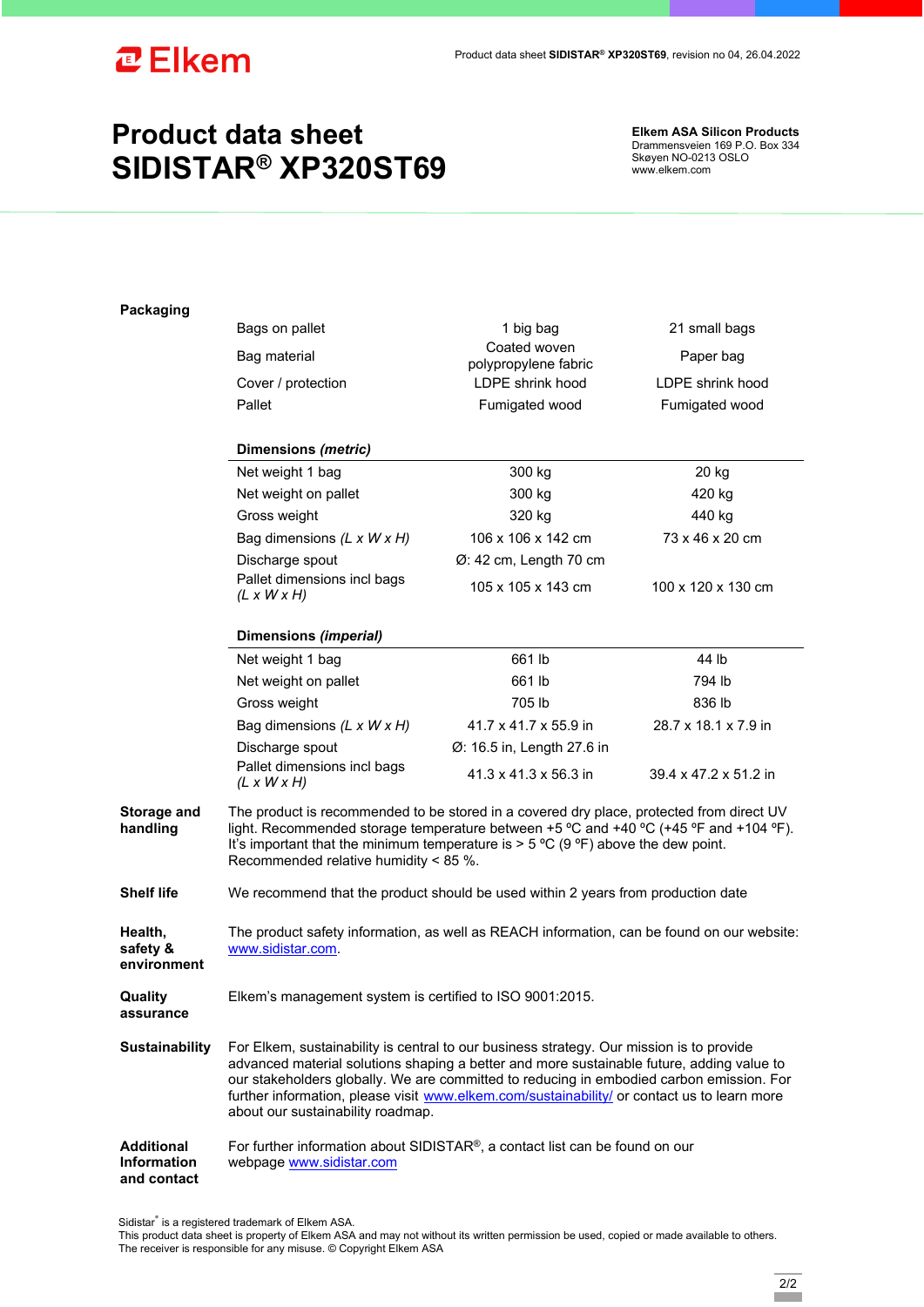# Product data sheet SIDISTAR® XP320ST69

**Elkem ASA Silicon Products**
Drammensveien 169 P.O. Box 334
Skøyen NO-0213 OSLO
www.elkem.com

## Packaging

| | | |
|---|---|---|
| Bags on pallet | 1 big bag | 21 small bags |
| Bag material | Coated woven polypropylene fabric | Paper bag |
| Cover / protection | LDPE shrink hood | LDPE shrink hood |
| Pallet | Fumigated wood | Fumigated wood |

| **Dimensions *(metric)*** | | |
|---|---|---|
| Net weight 1 bag | 300 kg | 20 kg |
| Net weight on pallet | 300 kg | 420 kg |
| Gross weight | 320 kg | 440 kg |
| Bag dimensions *(L x W x H)* | 106 x 106 x 142 cm | 73 x 46 x 20 cm |
| Discharge spout | Ø: 42 cm, Length 70 cm | |
| Pallet dimensions incl bags *(L x W x H)* | 105 x 105 x 143 cm | 100 x 120 x 130 cm |

| **Dimensions *(imperial)*** | | |
|---|---|---|
| Net weight 1 bag | 661 lb | 44 lb |
| Net weight on pallet | 661 lb | 794 lb |
| Gross weight | 705 lb | 836 lb |
| Bag dimensions *(L x W x H)* | 41.7 x 41.7 x 55.9 in | 28.7 x 18.1 x 7.9 in |
| Discharge spout | Ø: 16.5 in, Length 27.6 in | |
| Pallet dimensions incl bags *(L x W x H)* | 41.3 x 41.3 x 56.3 in | 39.4 x 47.2 x 51.2 in |

**Storage and handling**

The product is recommended to be stored in a covered dry place, protected from direct UV light. Recommended storage temperature between +5 ºC and +40 ºC (+45 ºF and +104 ºF). It's important that the minimum temperature is > 5 ºC (9 ºF) above the dew point. Recommended relative humidity < 85 %.

**Shelf life**

We recommend that the product should be used within 2 years from production date

**Health, safety & environment**

The product safety information, as well as REACH information, can be found on our website: www.sidistar.com.

**Quality assurance**

Elkem's management system is certified to ISO 9001:2015.

**Sustainability**

For Elkem, sustainability is central to our business strategy. Our mission is to provide advanced material solutions shaping a better and more sustainable future, adding value to our stakeholders globally. We are committed to reducing in embodied carbon emission. For further information, please visit www.elkem.com/sustainability/ or contact us to learn more about our sustainability roadmap.

**Additional Information and contact**

For further information about SIDISTAR®, a contact list can be found on our webpage www.sidistar.com

Sidistar® is a registered trademark of Elkem ASA.
This product data sheet is property of Elkem ASA and may not without its written permission be used, copied or made available to others. The receiver is responsible for any misuse. © Copyright Elkem ASA